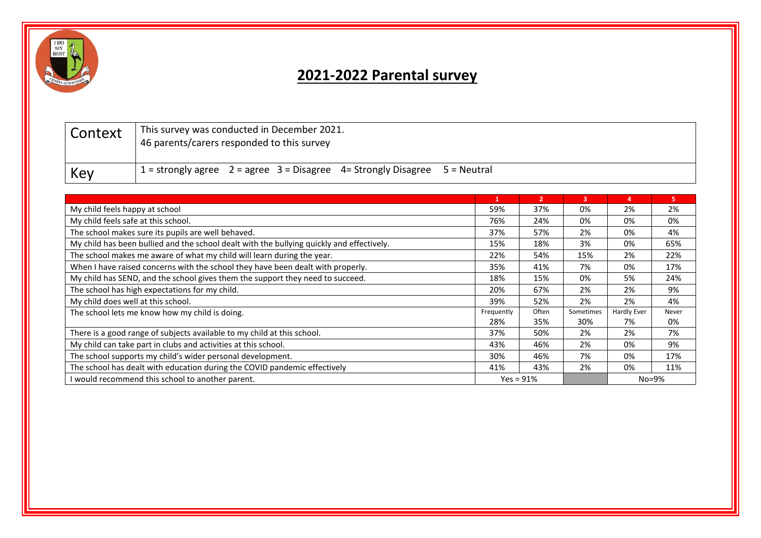# 2021-2022 Parental survey

| Context | This survey was conducted in December 2021.<br>46 parents/carers responded to this survey |
|---|---|
| Key | 1 = strongly agree  2 = agree  3 = Disagree  4= Strongly Disagree  5 = Neutral |

| | 1 | 2 | 3 | 4 | 5 |
|---|---|---|---|---|---|
| My child feels happy at school | 59% | 37% | 0% | 2% | 2% |
| My child feels safe at this school. | 76% | 24% | 0% | 0% | 0% |
| The school makes sure its pupils are well behaved. | 37% | 57% | 2% | 0% | 4% |
| My child has been bullied and the school dealt with the bullying quickly and effectively. | 15% | 18% | 3% | 0% | 65% |
| The school makes me aware of what my child will learn during the year. | 22% | 54% | 15% | 2% | 22% |
| When I have raised concerns with the school they have been dealt with properly. | 35% | 41% | 7% | 0% | 17% |
| My child has SEND, and the school gives them the support they need to succeed. | 18% | 15% | 0% | 5% | 24% |
| The school has high expectations for my child. | 20% | 67% | 2% | 2% | 9% |
| My child does well at this school. | 39% | 52% | 2% | 2% | 4% |
| The school lets me know how my child is doing. | Frequently<br>28% | Often<br>35% | Sometimes<br>30% | Hardly Ever<br>7% | Never<br>0% |
| There is a good range of subjects available to my child at this school. | 37% | 50% | 2% | 2% | 7% |
| My child can take part in clubs and activities at this school. | 43% | 46% | 2% | 0% | 9% |
| The school supports my child's wider personal development. | 30% | 46% | 7% | 0% | 17% |
| The school has dealt with education during the COVID pandemic effectively | 41% | 43% | 2% | 0% | 11% |
| I would recommend this school to another parent. | Yes = 91% | | | No=9% | |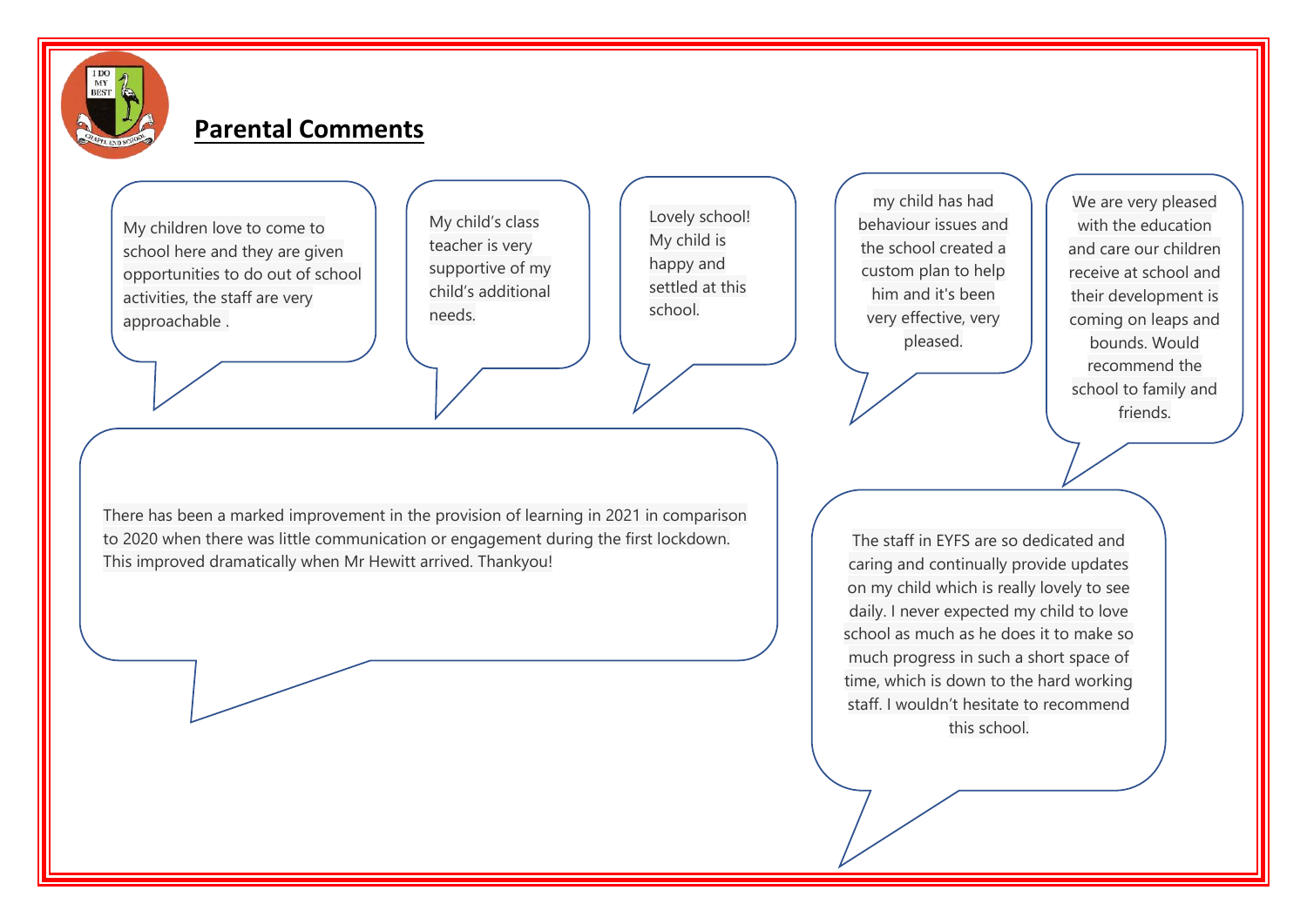## Parental Comments

My children love to come to school here and they are given opportunities to do out of school activities, the staff are very approachable .

My child's class teacher is very supportive of my child's additional needs.

Lovely school! My child is happy and settled at this school.

my child has had behaviour issues and the school created a custom plan to help him and it's been very effective, very pleased.

We are very pleased with the education and care our children receive at school and their development is coming on leaps and bounds. Would recommend the school to family and friends.

There has been a marked improvement in the provision of learning in 2021 in comparison to 2020 when there was little communication or engagement during the first lockdown. This improved dramatically when Mr Hewitt arrived. Thankyou!

The staff in EYFS are so dedicated and caring and continually provide updates on my child which is really lovely to see daily. I never expected my child to love school as much as he does it to make so much progress in such a short space of time, which is down to the hard working staff. I wouldn't hesitate to recommend this school.